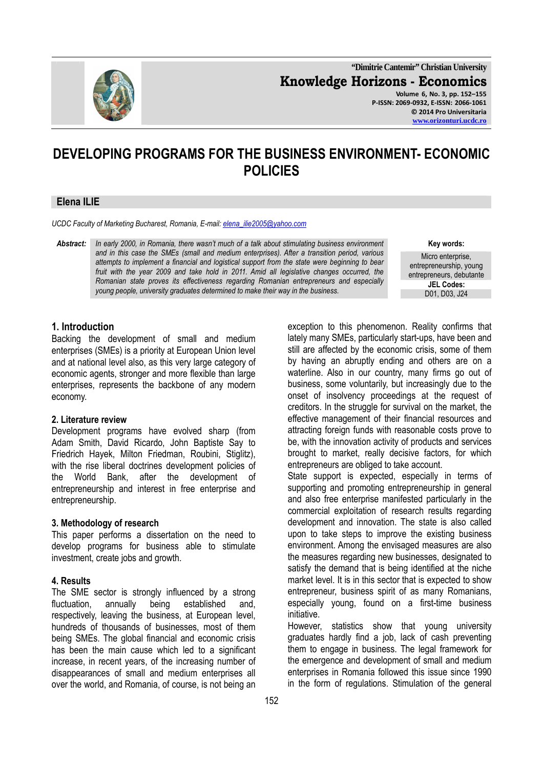# DEVELOPING PROGRAMS FOR THE BUSINESS ENVIRONMENT- ECONOMIC POLICIES

**Elena ILIE**

*UCDC Faculty of Marketing Bucharest, Romania, E-mail: elena_ilie2005@yahoo.com*

**Abstract:** *In early 2000, in Romania, there wasn't much of a talk about stimulating business environment and in this case the SMEs (small and medium enterprises). After a transition period, various attempts to implement a financial and logistical support from the state were beginning to bear fruit with the year 2009 and take hold in 2011. Amid all legislative changes occurred, the Romanian state proves its effectiveness regarding Romanian entrepreneurs and especially young people, university graduates determined to make their way in the business.*

**Key words:** Micro enterprise, entrepreneurship, young entrepreneurs, debutante

**JEL Codes:** D01, D03, J24

## 1. Introduction

Backing the development of small and medium enterprises (SMEs) is a priority at European Union level and at national level also, as this very large category of economic agents, stronger and more flexible than large enterprises, represents the backbone of any modern economy.

## 2. Literature review

Development programs have evolved sharp (from Adam Smith, David Ricardo, John Baptiste Say to Friedrich Hayek, Milton Friedman, Roubini, Stiglitz), with the rise liberal doctrines development policies of the World Bank, after the development of entrepreneurship and interest in free enterprise and entrepreneurship.

## 3. Methodology of research

This paper performs a dissertation on the need to develop programs for business able to stimulate investment, create jobs and growth.

## 4. Results

The SME sector is strongly influenced by a strong fluctuation, annually being established and, respectively, leaving the business, at European level, hundreds of thousands of businesses, most of them being SMEs. The global financial and economic crisis has been the main cause which led to a significant increase, in recent years, of the increasing number of disappearances of small and medium enterprises all over the world, and Romania, of course, is not being an exception to this phenomenon. Reality confirms that lately many SMEs, particularly start-ups, have been and still are affected by the economic crisis, some of them by having an abruptly ending and others are on a waterline. Also in our country, many firms go out of business, some voluntarily, but increasingly due to the onset of insolvency proceedings at the request of creditors. In the struggle for survival on the market, the effective management of their financial resources and attracting foreign funds with reasonable costs prove to be, with the innovation activity of products and services brought to market, really decisive factors, for which entrepreneurs are obliged to take account.

State support is expected, especially in terms of supporting and promoting entrepreneurship in general and also free enterprise manifested particularly in the commercial exploitation of research results regarding development and innovation. The state is also called upon to take steps to improve the existing business environment. Among the envisaged measures are also the measures regarding new businesses, designated to satisfy the demand that is being identified at the niche market level. It is in this sector that is expected to show entrepreneur, business spirit of as many Romanians, especially young, found on a first-time business initiative.

However, statistics show that young university graduates hardly find a job, lack of cash preventing them to engage in business. The legal framework for the emergence and development of small and medium enterprises in Romania followed this issue since 1990 in the form of regulations. Stimulation of the general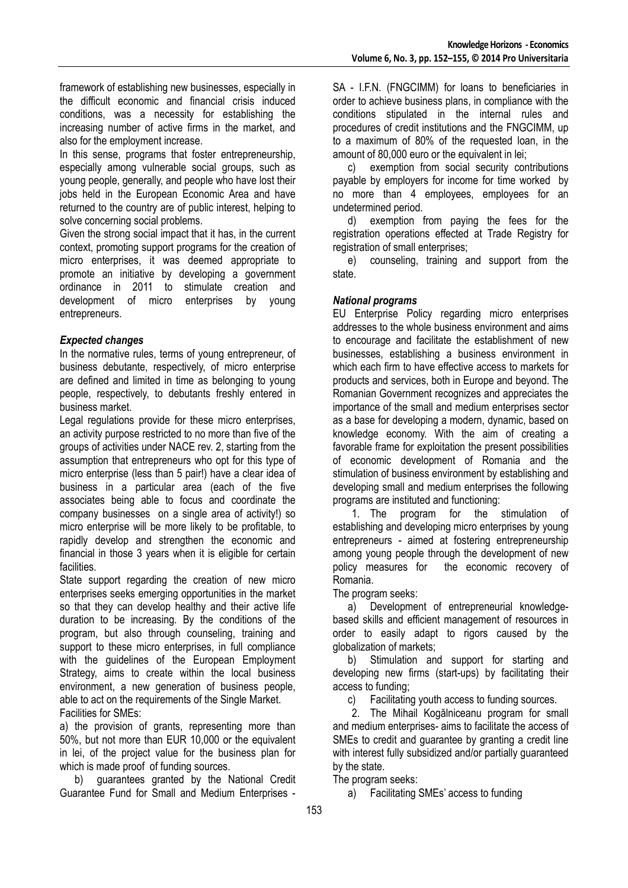framework of establishing new businesses, especially in the difficult economic and financial crisis induced conditions, was a necessity for establishing the increasing number of active firms in the market, and also for the employment increase.

In this sense, programs that foster entrepreneurship, especially among vulnerable social groups, such as young people, generally, and people who have lost their jobs held in the European Economic Area and have returned to the country are of public interest, helping to solve concerning social problems.

Given the strong social impact that it has, in the current context, promoting support programs for the creation of micro enterprises, it was deemed appropriate to promote an initiative by developing a government ordinance in 2011 to stimulate creation and development of micro enterprises by young entrepreneurs.

### *Expected changes*

In the normative rules, terms of young entrepreneur, of business debutante, respectively, of micro enterprise are defined and limited in time as belonging to young people, respectively, to debutants freshly entered in business market.

Legal regulations provide for these micro enterprises, an activity purpose restricted to no more than five of the groups of activities under NACE rev. 2, starting from the assumption that entrepreneurs who opt for this type of micro enterprise (less than 5 pair!) have a clear idea of business in a particular area (each of the five associates being able to focus and coordinate the company businesses on a single area of activity!) so micro enterprise will be more likely to be profitable, to rapidly develop and strengthen the economic and financial in those 3 years when it is eligible for certain facilities.

State support regarding the creation of new micro enterprises seeks emerging opportunities in the market so that they can develop healthy and their active life duration to be increasing. By the conditions of the program, but also through counseling, training and support to these micro enterprises, in full compliance with the guidelines of the European Employment Strategy, aims to create within the local business environment, a new generation of business people, able to act on the requirements of the Single Market.

Facilities for SMEs:

a) the provision of grants, representing more than 50%, but not more than EUR 10,000 or the equivalent in lei, of the project value for the business plan for which is made proof of funding sources.

b) guarantees granted by the National Credit Guarantee Fund for Small and Medium Enterprises - SA - I.F.N. (FNGCIMM) for loans to beneficiaries in order to achieve business plans, in compliance with the conditions stipulated in the internal rules and procedures of credit institutions and the FNGCIMM, up to a maximum of 80% of the requested loan, in the amount of 80,000 euro or the equivalent in lei;

c) exemption from social security contributions payable by employers for income for time worked by no more than 4 employees, employees for an undetermined period.

d) exemption from paying the fees for the registration operations effected at Trade Registry for registration of small enterprises;

e) counseling, training and support from the state.

### *National programs*

EU Enterprise Policy regarding micro enterprises addresses to the whole business environment and aims to encourage and facilitate the establishment of new businesses, establishing a business environment in which each firm to have effective access to markets for products and services, both in Europe and beyond. The Romanian Government recognizes and appreciates the importance of the small and medium enterprises sector as a base for developing a modern, dynamic, based on knowledge economy. With the aim of creating a favorable frame for exploitation the present possibilities of economic development of Romania and the stimulation of business environment by establishing and developing small and medium enterprises the following programs are instituted and functioning:

1. The program for the stimulation of establishing and developing micro enterprises by young entrepreneurs - aimed at fostering entrepreneurship among young people through the development of new policy measures for the economic recovery of Romania.

The program seeks:

a) Development of entrepreneurial knowledge-based skills and efficient management of resources in order to easily adapt to rigors caused by the globalization of markets;

b) Stimulation and support for starting and developing new firms (start-ups) by facilitating their access to funding;

c) Facilitating youth access to funding sources.

2. The Mihail Kogălniceanu program for small and medium enterprises- aims to facilitate the access of SMEs to credit and guarantee by granting a credit line with interest fully subsidized and/or partially guaranteed by the state.

The program seeks:

a) Facilitating SMEs' access to funding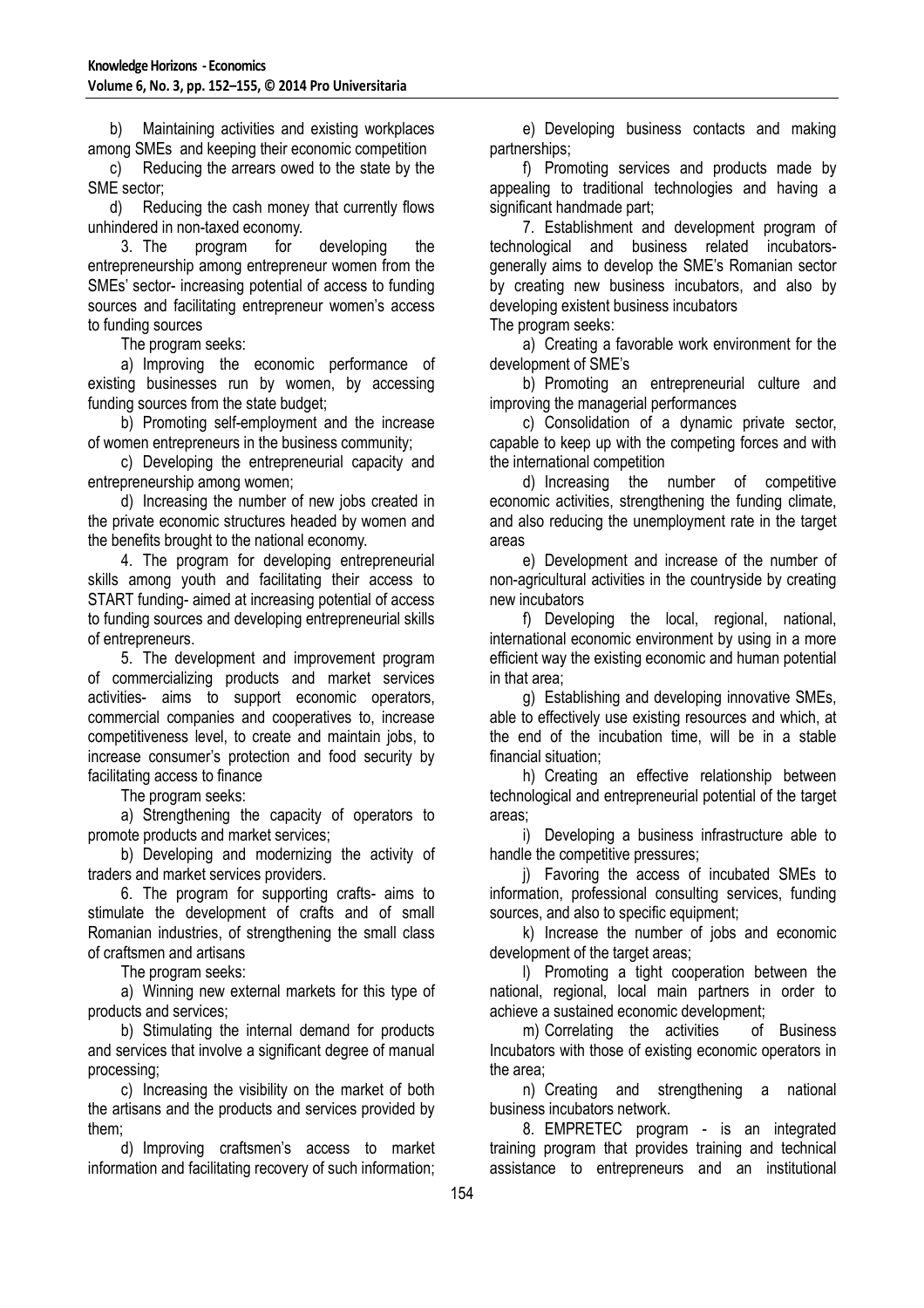b) Maintaining activities and existing workplaces among SMEs and keeping their economic competition

c) Reducing the arrears owed to the state by the SME sector;

d) Reducing the cash money that currently flows unhindered in non-taxed economy.

3. The program for developing the entrepreneurship among entrepreneur women from the SMEs' sector- increasing potential of access to funding sources and facilitating entrepreneur women's access to funding sources

The program seeks:

a) Improving the economic performance of existing businesses run by women, by accessing funding sources from the state budget;

b) Promoting self-employment and the increase of women entrepreneurs in the business community;

c) Developing the entrepreneurial capacity and entrepreneurship among women;

d) Increasing the number of new jobs created in the private economic structures headed by women and the benefits brought to the national economy.

4. The program for developing entrepreneurial skills among youth and facilitating their access to START funding- aimed at increasing potential of access to funding sources and developing entrepreneurial skills of entrepreneurs.

5. The development and improvement program of commercializing products and market services activities- aims to support economic operators, commercial companies and cooperatives to, increase competitiveness level, to create and maintain jobs, to increase consumer's protection and food security by facilitating access to finance

The program seeks:

a) Strengthening the capacity of operators to promote products and market services;

b) Developing and modernizing the activity of traders and market services providers.

6. The program for supporting crafts- aims to stimulate the development of crafts and of small Romanian industries, of strengthening the small class of craftsmen and artisans

The program seeks:

a) Winning new external markets for this type of products and services;

b) Stimulating the internal demand for products and services that involve a significant degree of manual processing;

c) Increasing the visibility on the market of both the artisans and the products and services provided by them;

d) Improving craftsmen's access to market information and facilitating recovery of such information;

e) Developing business contacts and making partnerships;

f) Promoting services and products made by appealing to traditional technologies and having a significant handmade part;

7. Establishment and development program of technological and business related incubators- generally aims to develop the SME's Romanian sector by creating new business incubators, and also by developing existent business incubators

The program seeks:

a) Creating a favorable work environment for the development of SME's

b) Promoting an entrepreneurial culture and improving the managerial performances

c) Consolidation of a dynamic private sector, capable to keep up with the competing forces and with the international competition

d) Increasing the number of competitive economic activities, strengthening the funding climate, and also reducing the unemployment rate in the target areas

e) Development and increase of the number of non-agricultural activities in the countryside by creating new incubators

f) Developing the local, regional, national, international economic environment by using in a more efficient way the existing economic and human potential in that area;

g) Establishing and developing innovative SMEs, able to effectively use existing resources and which, at the end of the incubation time, will be in a stable financial situation;

h) Creating an effective relationship between technological and entrepreneurial potential of the target areas;

i) Developing a business infrastructure able to handle the competitive pressures;

j) Favoring the access of incubated SMEs to information, professional consulting services, funding sources, and also to specific equipment;

k) Increase the number of jobs and economic development of the target areas;

l) Promoting a tight cooperation between the national, regional, local main partners in order to achieve a sustained economic development;

m) Correlating the activities of Business Incubators with those of existing economic operators in the area;

n) Creating and strengthening a national business incubators network.

8. EMPRETEC program - is an integrated training program that provides training and technical assistance to entrepreneurs and an institutional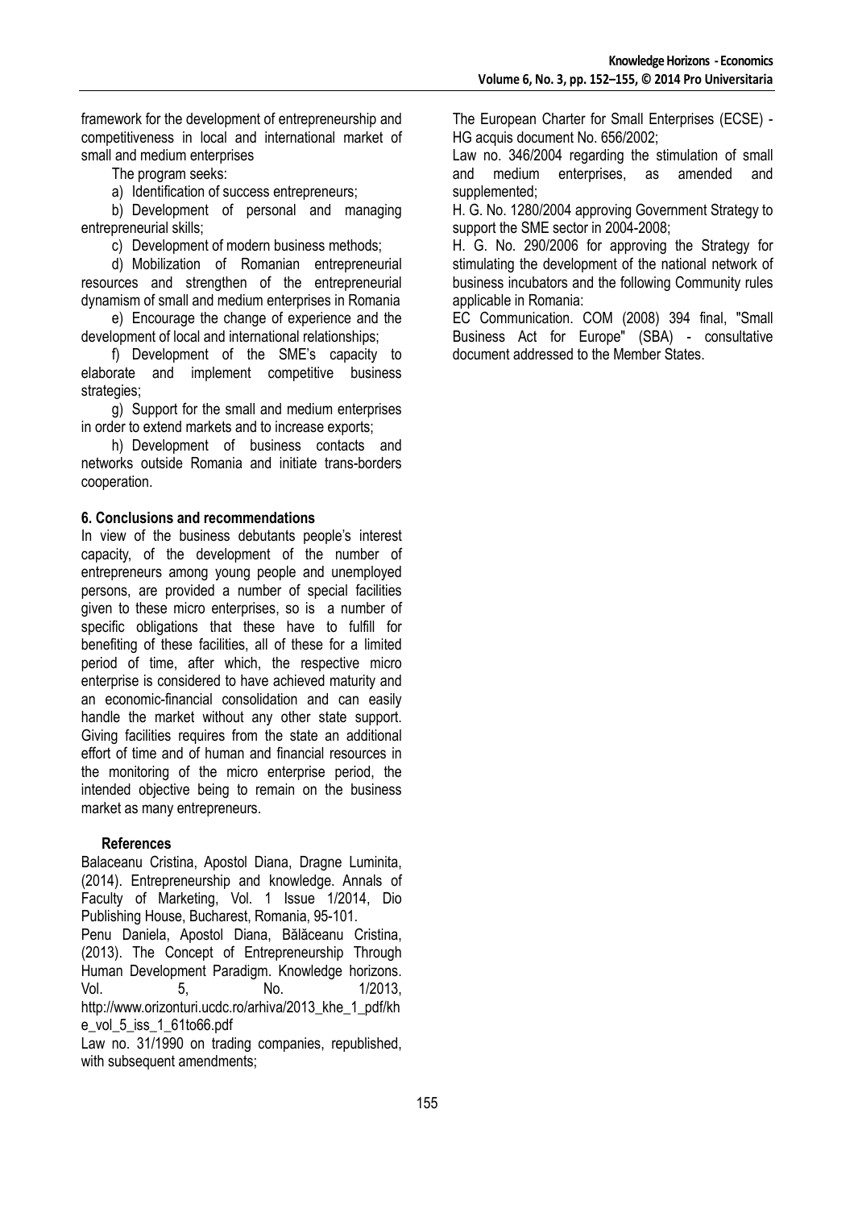framework for the development of entrepreneurship and competitiveness in local and international market of small and medium enterprises

The program seeks:

a) Identification of success entrepreneurs;

b) Development of personal and managing entrepreneurial skills;

c) Development of modern business methods;

d) Mobilization of Romanian entrepreneurial resources and strengthen of the entrepreneurial dynamism of small and medium enterprises in Romania

e) Encourage the change of experience and the development of local and international relationships;

f) Development of the SME's capacity to elaborate and implement competitive business strategies;

g) Support for the small and medium enterprises in order to extend markets and to increase exports;

h) Development of business contacts and networks outside Romania and initiate trans-borders cooperation.

## 6. Conclusions and recommendations

In view of the business debutants people's interest capacity, of the development of the number of entrepreneurs among young people and unemployed persons, are provided a number of special facilities given to these micro enterprises, so is a number of specific obligations that these have to fulfill for benefiting of these facilities, all of these for a limited period of time, after which, the respective micro enterprise is considered to have achieved maturity and an economic-financial consolidation and can easily handle the market without any other state support. Giving facilities requires from the state an additional effort of time and of human and financial resources in the monitoring of the micro enterprise period, the intended objective being to remain on the business market as many entrepreneurs.

## References

Balaceanu Cristina, Apostol Diana, Dragne Luminita, (2014). Entrepreneurship and knowledge. Annals of Faculty of Marketing, Vol. 1 Issue 1/2014, Dio Publishing House, Bucharest, Romania, 95-101.

Penu Daniela, Apostol Diana, Bălăceanu Cristina, (2013). The Concept of Entrepreneurship Through Human Development Paradigm. Knowledge horizons. Vol. 5, No. 1/2013, http://www.orizonturi.ucdc.ro/arhiva/2013_khe_1_pdf/khe_vol_5_iss_1_61to66.pdf

Law no. 31/1990 on trading companies, republished, with subsequent amendments;

The European Charter for Small Enterprises (ECSE) - HG acquis document No. 656/2002;

Law no. 346/2004 regarding the stimulation of small and medium enterprises, as amended and supplemented;

H. G. No. 1280/2004 approving Government Strategy to support the SME sector in 2004-2008;

H. G. No. 290/2006 for approving the Strategy for stimulating the development of the national network of business incubators and the following Community rules applicable in Romania:

EC Communication. COM (2008) 394 final, "Small Business Act for Europe" (SBA) - consultative document addressed to the Member States.